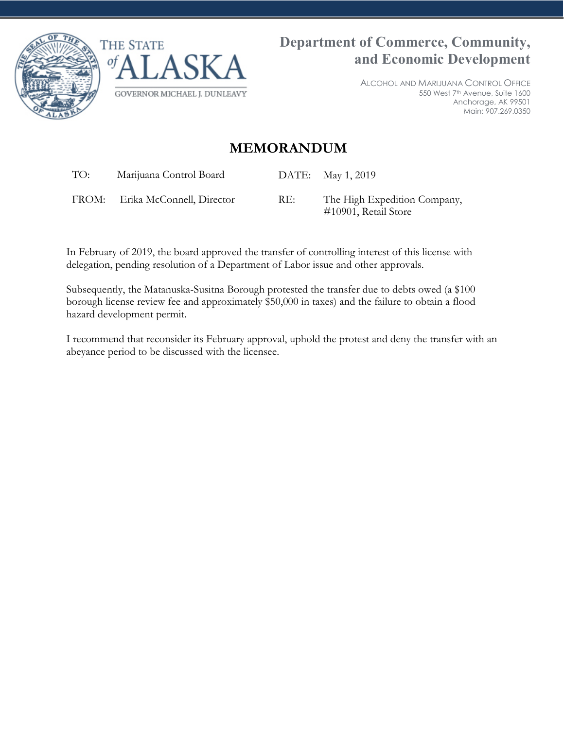THE STATE of ALASKA

GOVERNOR MICHAEL J. DUNLEAVY

**Department of Commerce, Community, and Economic Development**

ALCOHOL AND MARIJUANA CONTROL OFFICE
550 West 7th Avenue, Suite 1600
Anchorage, AK 99501
Main: 907.269.0350

# MEMORANDUM

| | | | |
|---|---|---|---|
| TO: | Marijuana Control Board | DATE: | May 1, 2019 |
| FROM: | Erika McConnell, Director | RE: | The High Expedition Company, #10901, Retail Store |

In February of 2019, the board approved the transfer of controlling interest of this license with delegation, pending resolution of a Department of Labor issue and other approvals.

Subsequently, the Matanuska-Susitna Borough protested the transfer due to debts owed (a $100 borough license review fee and approximately $50,000 in taxes) and the failure to obtain a flood hazard development permit.

I recommend that reconsider its February approval, uphold the protest and deny the transfer with an abeyance period to be discussed with the licensee.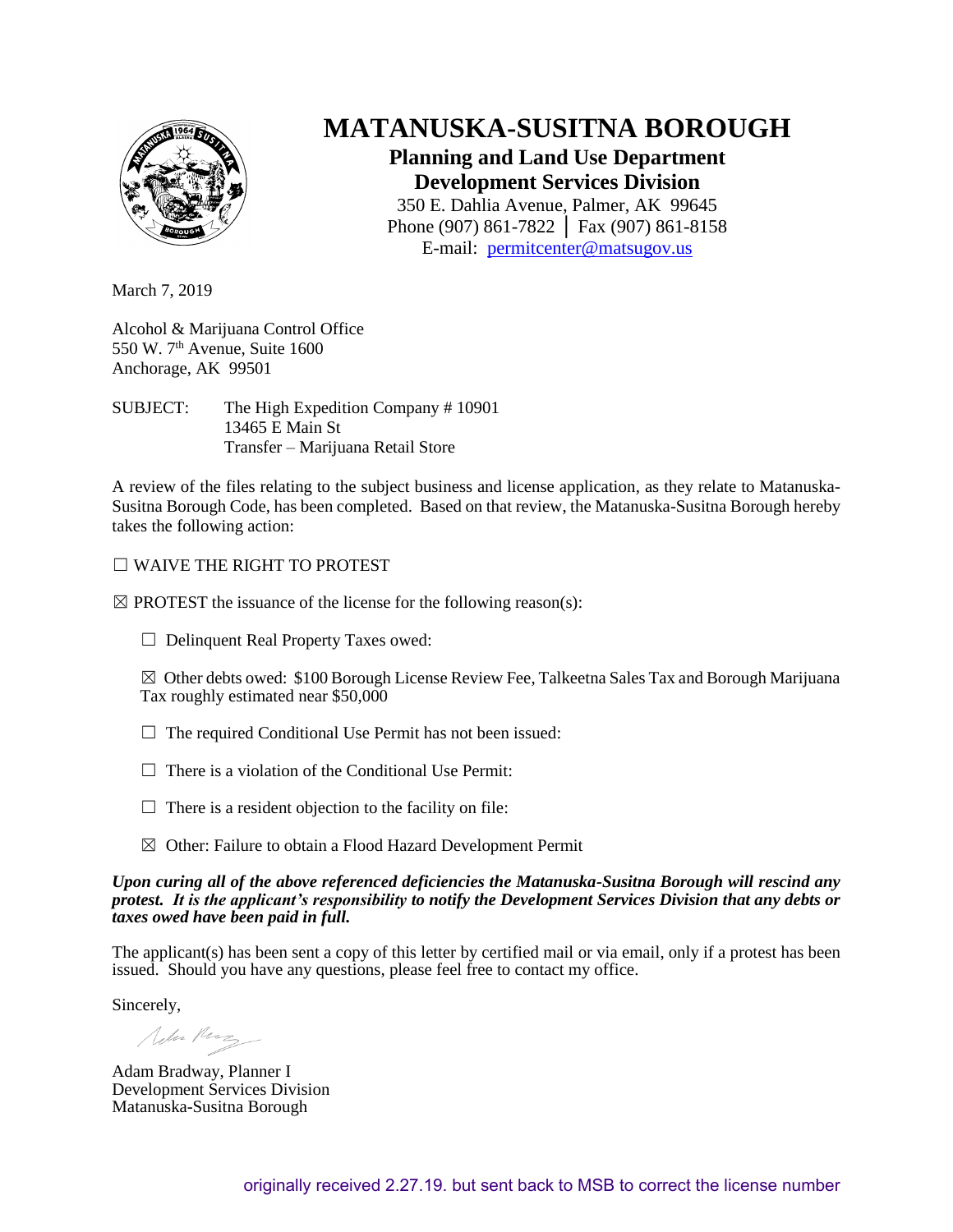# MATANUSKA-SUSITNA BOROUGH

## Planning and Land Use Department
## Development Services Division

350 E. Dahlia Avenue, Palmer, AK 99645
Phone (907) 861-7822 │ Fax (907) 861-8158
E-mail: permitcenter@matsugov.us

March 7, 2019

Alcohol & Marijuana Control Office
550 W. 7th Avenue, Suite 1600
Anchorage, AK 99501

SUBJECT: The High Expedition Company # 10901
13465 E Main St
Transfer – Marijuana Retail Store

A review of the files relating to the subject business and license application, as they relate to Matanuska-Susitna Borough Code, has been completed. Based on that review, the Matanuska-Susitna Borough hereby takes the following action:

☐ WAIVE THE RIGHT TO PROTEST

☒ PROTEST the issuance of the license for the following reason(s):

☐ Delinquent Real Property Taxes owed:

☒ Other debts owed: $100 Borough License Review Fee, Talkeetna Sales Tax and Borough Marijuana Tax roughly estimated near $50,000

☐ The required Conditional Use Permit has not been issued:

☐ There is a violation of the Conditional Use Permit:

☐ There is a resident objection to the facility on file:

☒ Other: Failure to obtain a Flood Hazard Development Permit

***Upon curing all of the above referenced deficiencies the Matanuska-Susitna Borough will rescind any protest. It is the applicant's responsibility to notify the Development Services Division that any debts or taxes owed have been paid in full.***

The applicant(s) has been sent a copy of this letter by certified mail or via email, only if a protest has been issued. Should you have any questions, please feel free to contact my office.

Sincerely,

Adam Bradway, Planner I
Development Services Division
Matanuska-Susitna Borough

originally received 2.27.19. but sent back to MSB to correct the license number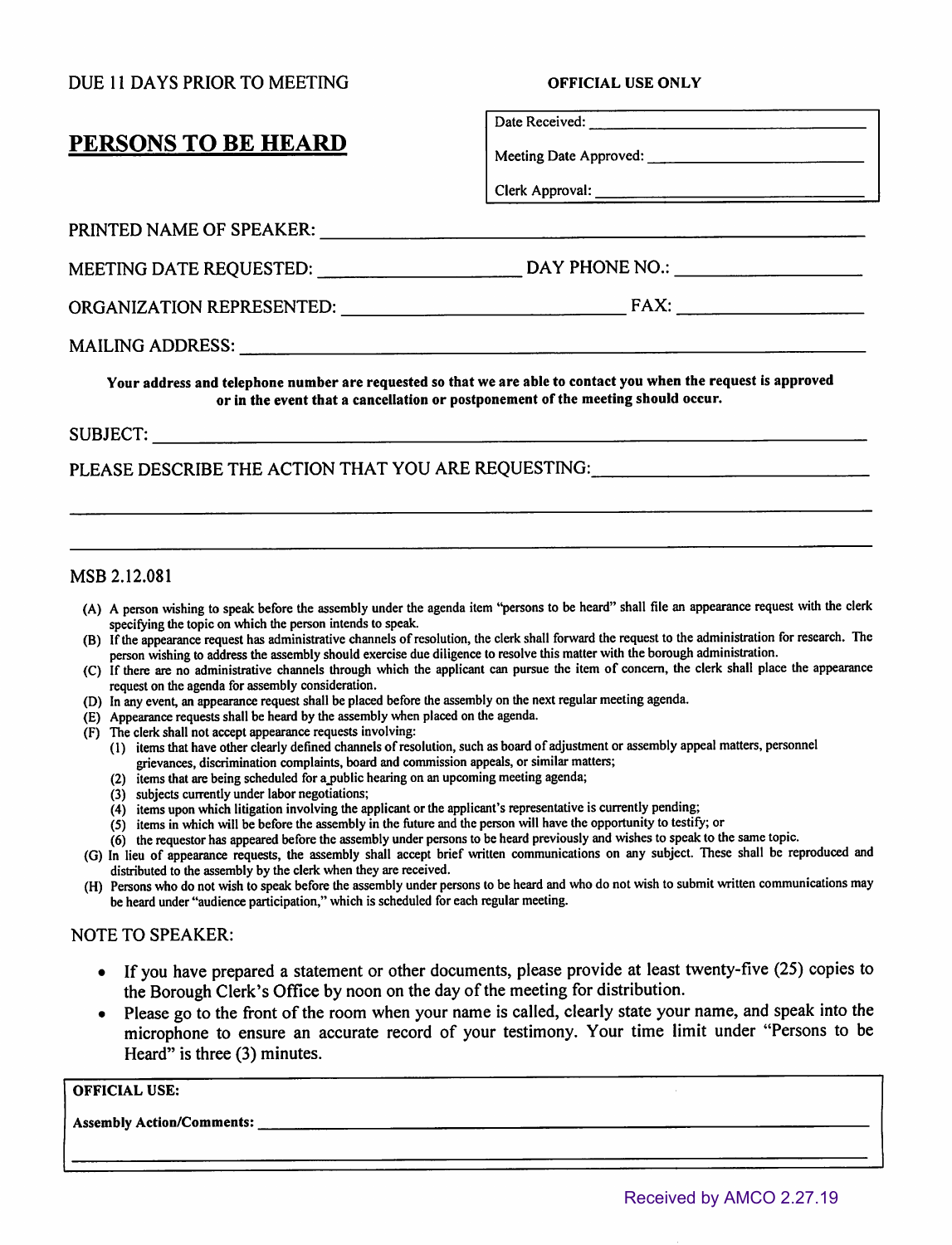DUE 11 DAYS PRIOR TO METING

**OFFICIAL USE ONLY**

| |
|---|
| Date Received: ______________________ |
| Meeting Date Approved: ______________________ |
| Clerk Approval: ______________________ |

# PERSONS TO BE HEARD

PRINTED NAME OF SPEAKER: ______________________________________________

MEETING DATE REQUESTED: ______________________ DAY PHONE NO.: ______________________

ORGANIZATION REPRESENTED: ______________________ FAX: ______________________

MAILING ADDRESS: ______________________________________________

**Your address and telephone number are requested so that we are able to contact you when the request is approved or in the event that a cancellation or postponement of the meeting should occur.**

SUBJECT: ______________________________________________

PLEASE DESCRIBE THE ACTION THAT YOU ARE REQUESTING: ______________________

______________________________________________

______________________________________________

MSB 2.12.081

(A) A person wishing to speak before the assembly under the agenda item "persons to be heard" shall file an appearance request with the clerk specifying the topic on which the person intends to speak.

(B) If the appearance request has administrative channels of resolution, the clerk shall forward the request to the administration for research. The person wishing to address the assembly should exercise due diligence to resolve this matter with the borough administration.

(C) If there are no administrative channels through which the applicant can pursue the item of concern, the clerk shall place the appearance request on the agenda for assembly consideration.

(D) In any event, an appearance request shall be placed before the assembly on the next regular meeting agenda.

(E) Appearance requests shall be heard by the assembly when placed on the agenda.

(F) The clerk shall not accept appearance requests involving:

- (1) items that have other clearly defined channels of resolution, such as board of adjustment or assembly appeal matters, personnel grievances, discrimination complaints, board and commission appeals, or similar matters;
- (2) items that are being scheduled for a public hearing on an upcoming meeting agenda;
- (3) subjects currently under labor negotiations;
- (4) items upon which litigation involving the applicant or the applicant's representative is currently pending;
- (5) items in which will be before the assembly in the future and the person will have the opportunity to testify; or
- (6) the requestor has appeared before the assembly under persons to be heard previously and wishes to speak to the same topic.

(G) In lieu of appearance requests, the assembly shall accept brief written communications on any subject. These shall be reproduced and distributed to the assembly by the clerk when they are received.

(H) Persons who do not wish to speak before the assembly under persons to be heard and who do not wish to submit written communications may be heard under "audience participation," which is scheduled for each regular meeting.

NOTE TO SPEAKER:

- If you have prepared a statement or other documents, please provide at least twenty-five (25) copies to the Borough Clerk's Office by noon on the day of the meeting for distribution.
- Please go to the front of the room when your name is called, clearly state your name, and speak into the microphone to ensure an accurate record of your testimony. Your time limit under "Persons to be Heard" is three (3) minutes.

**OFFICIAL USE:**

**Assembly Action/Comments:** ______________________________________________

______________________________________________

Received by AMCO 2.27.19